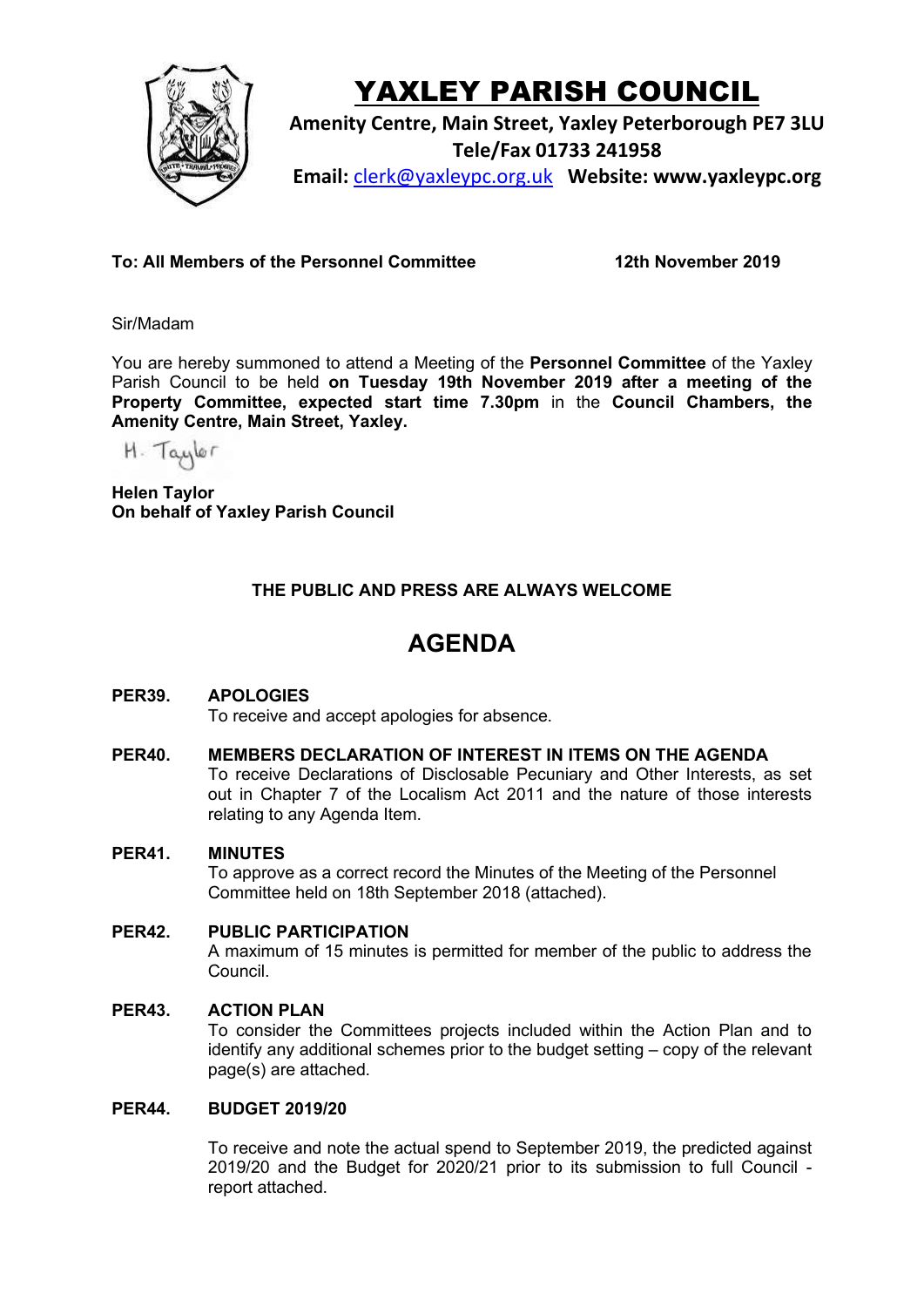# YAXLEY PARISH COUNCIL

**Amenity Centre, Main Street, Yaxley Peterborough PE7 3LU**
**Tele/Fax 01733 241958**
**Email:** clerk@yaxleypc.org.uk **Website: www.yaxleypc.org**

**To: All Members of the Personnel Committee** **12th November 2019**

Sir/Madam

You are hereby summoned to attend a Meeting of the **Personnel Committee** of the Yaxley Parish Council to be held **on Tuesday 19th November 2019 after a meeting of the Property Committee, expected start time 7.30pm** in the **Council Chambers, the Amenity Centre, Main Street, Yaxley.**

H. Taylor

**Helen Taylor**
**On behalf of Yaxley Parish Council**

**THE PUBLIC AND PRESS ARE ALWAYS WELCOME**

# AGENDA

**PER39. APOLOGIES**
To receive and accept apologies for absence.

**PER40. MEMBERS DECLARATION OF INTEREST IN ITEMS ON THE AGENDA**
To receive Declarations of Disclosable Pecuniary and Other Interests, as set out in Chapter 7 of the Localism Act 2011 and the nature of those interests relating to any Agenda Item.

**PER41. MINUTES**
To approve as a correct record the Minutes of the Meeting of the Personnel Committee held on 18th September 2018 (attached).

**PER42. PUBLIC PARTICIPATION**
A maximum of 15 minutes is permitted for member of the public to address the Council.

**PER43. ACTION PLAN**
To consider the Committees projects included within the Action Plan and to identify any additional schemes prior to the budget setting – copy of the relevant page(s) are attached.

**PER44. BUDGET 2019/20**

To receive and note the actual spend to September 2019, the predicted against 2019/20 and the Budget for 2020/21 prior to its submission to full Council - report attached.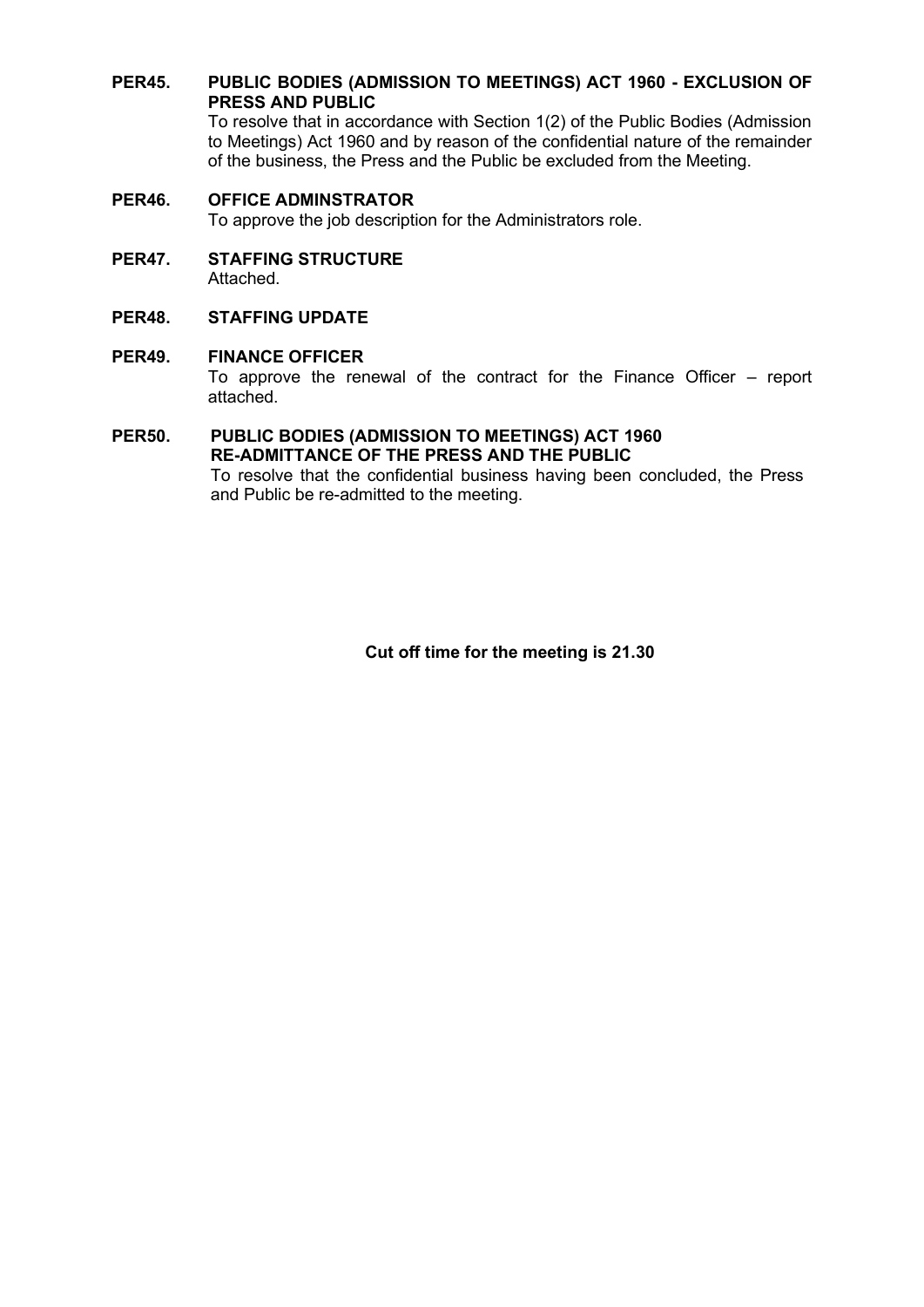**PER45. PUBLIC BODIES (ADMISSION TO MEETINGS) ACT 1960 - EXCLUSION OF PRESS AND PUBLIC**

To resolve that in accordance with Section 1(2) of the Public Bodies (Admission to Meetings) Act 1960 and by reason of the confidential nature of the remainder of the business, the Press and the Public be excluded from the Meeting.

**PER46. OFFICE ADMINSTRATOR**

To approve the job description for the Administrators role.

**PER47. STAFFING STRUCTURE**

Attached.

**PER48. STAFFING UPDATE**

**PER49. FINANCE OFFICER**

To approve the renewal of the contract for the Finance Officer – report attached.

**PER50. PUBLIC BODIES (ADMISSION TO MEETINGS) ACT 1960 RE-ADMITTANCE OF THE PRESS AND THE PUBLIC**

To resolve that the confidential business having been concluded, the Press and Public be re-admitted to the meeting.

**Cut off time for the meeting is 21.30**